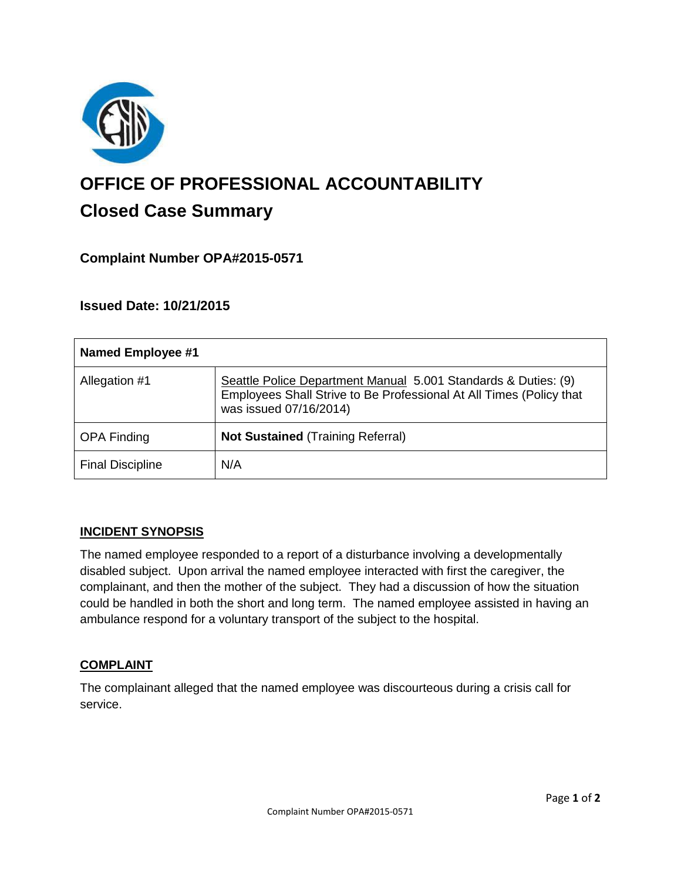# OFFICE OF PROFESSIONAL ACCOUNTABILITY

## Closed Case Summary

### Complaint Number OPA#2015-0571

### Issued Date: 10/21/2015

| Named Employee #1 | |
|---|---|
| Allegation #1 | Seattle Police Department Manual 5.001 Standards & Duties: (9) Employees Shall Strive to Be Professional At All Times (Policy that was issued 07/16/2014) |
| OPA Finding | **Not Sustained** (Training Referral) |
| Final Discipline | N/A |

## INCIDENT SYNOPSIS

The named employee responded to a report of a disturbance involving a developmentally disabled subject. Upon arrival the named employee interacted with first the caregiver, the complainant, and then the mother of the subject. They had a discussion of how the situation could be handled in both the short and long term. The named employee assisted in having an ambulance respond for a voluntary transport of the subject to the hospital.

## COMPLAINT

The complainant alleged that the named employee was discourteous during a crisis call for service.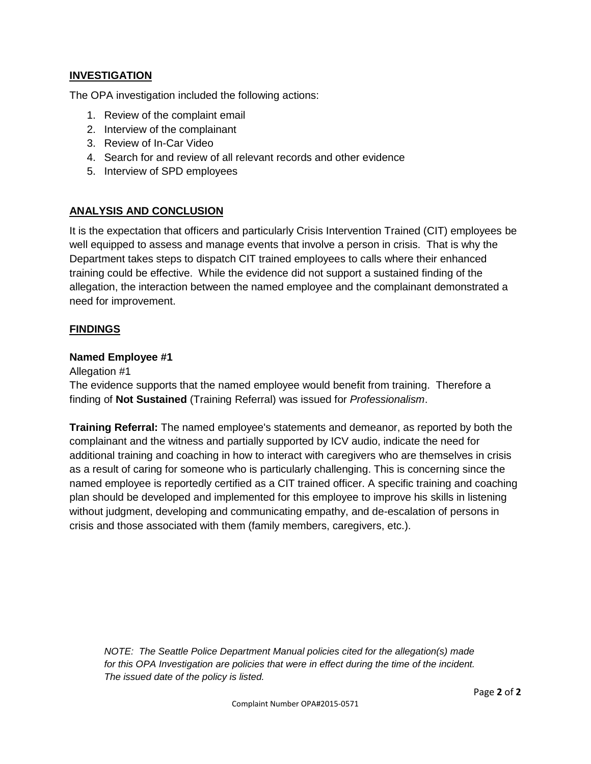## INVESTIGATION

The OPA investigation included the following actions:

1. Review of the complaint email
2. Interview of the complainant
3. Review of In-Car Video
4. Search for and review of all relevant records and other evidence
5. Interview of SPD employees

## ANALYSIS AND CONCLUSION

It is the expectation that officers and particularly Crisis Intervention Trained (CIT) employees be well equipped to assess and manage events that involve a person in crisis. That is why the Department takes steps to dispatch CIT trained employees to calls where their enhanced training could be effective. While the evidence did not support a sustained finding of the allegation, the interaction between the named employee and the complainant demonstrated a need for improvement.

## FINDINGS

### Named Employee #1

Allegation #1

The evidence supports that the named employee would benefit from training. Therefore a finding of **Not Sustained** (Training Referral) was issued for *Professionalism*.

**Training Referral:** The named employee's statements and demeanor, as reported by both the complainant and the witness and partially supported by ICV audio, indicate the need for additional training and coaching in how to interact with caregivers who are themselves in crisis as a result of caring for someone who is particularly challenging. This is concerning since the named employee is reportedly certified as a CIT trained officer. A specific training and coaching plan should be developed and implemented for this employee to improve his skills in listening without judgment, developing and communicating empathy, and de-escalation of persons in crisis and those associated with them (family members, caregivers, etc.).

*NOTE: The Seattle Police Department Manual policies cited for the allegation(s) made for this OPA Investigation are policies that were in effect during the time of the incident. The issued date of the policy is listed.*

Complaint Number OPA#2015-0571